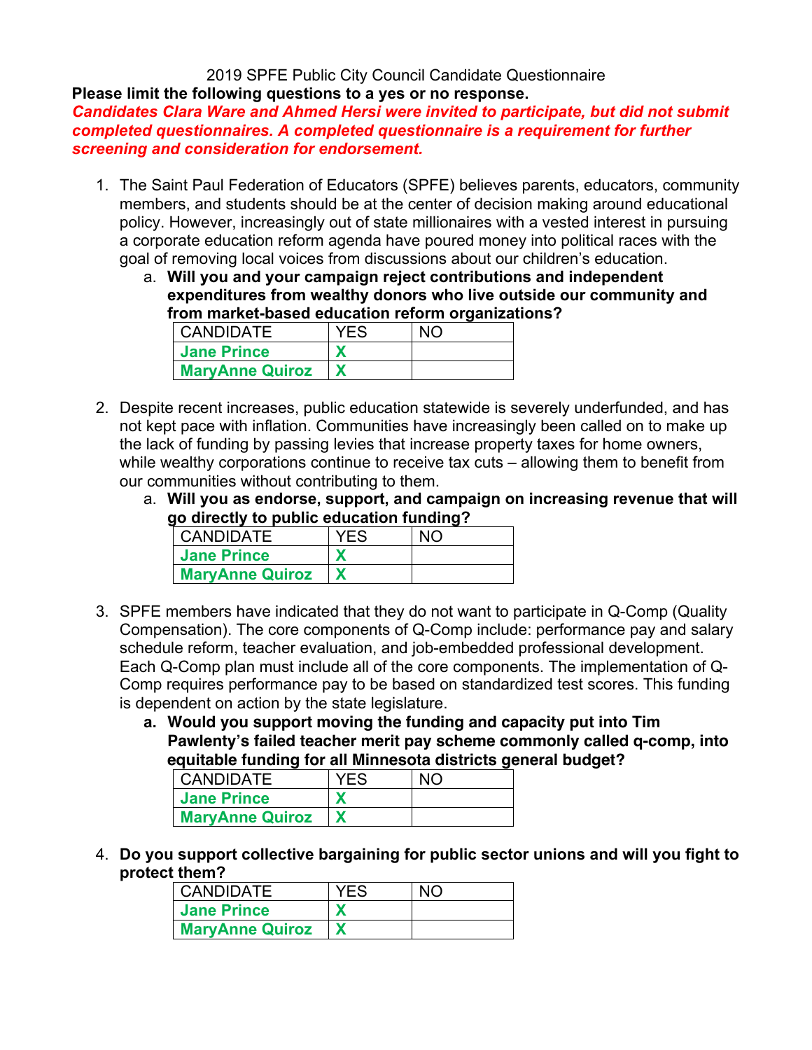2019 SPFE Public City Council Candidate Questionnaire

**Please limit the following questions to a yes or no response.**

***Candidates Clara Ware and Ahmed Hersi were invited to participate, but did not submit completed questionnaires. A completed questionnaire is a requirement for further screening and consideration for endorsement.***

1. The Saint Paul Federation of Educators (SPFE) believes parents, educators, community members, and students should be at the center of decision making around educational policy. However, increasingly out of state millionaires with a vested interest in pursuing a corporate education reform agenda have poured money into political races with the goal of removing local voices from discussions about our children's education.
   a. **Will you and your campaign reject contributions and independent expenditures from wealthy donors who live outside our community and from market-based education reform organizations?**

| CANDIDATE | YES | NO |
|---|---|---|
| **Jane Prince** | **X** | |
| **MaryAnne Quiroz** | **X** | |

2. Despite recent increases, public education statewide is severely underfunded, and has not kept pace with inflation. Communities have increasingly been called on to make up the lack of funding by passing levies that increase property taxes for home owners, while wealthy corporations continue to receive tax cuts – allowing them to benefit from our communities without contributing to them.
   a. **Will you as endorse, support, and campaign on increasing revenue that will go directly to public education funding?**

| CANDIDATE | YES | NO |
|---|---|---|
| **Jane Prince** | **X** | |
| **MaryAnne Quiroz** | **X** | |

3. SPFE members have indicated that they do not want to participate in Q-Comp (Quality Compensation). The core components of Q-Comp include: performance pay and salary schedule reform, teacher evaluation, and job-embedded professional development. Each Q-Comp plan must include all of the core components. The implementation of Q-Comp requires performance pay to be based on standardized test scores. This funding is dependent on action by the state legislature.
   **a. Would you support moving the funding and capacity put into Tim Pawlenty's failed teacher merit pay scheme commonly called q-comp, into equitable funding for all Minnesota districts general budget?**

| CANDIDATE | YES | NO |
|---|---|---|
| **Jane Prince** | **X** | |
| **MaryAnne Quiroz** | **X** | |

4. **Do you support collective bargaining for public sector unions and will you fight to protect them?**

| CANDIDATE | YES | NO |
|---|---|---|
| **Jane Prince** | **X** | |
| **MaryAnne Quiroz** | **X** | |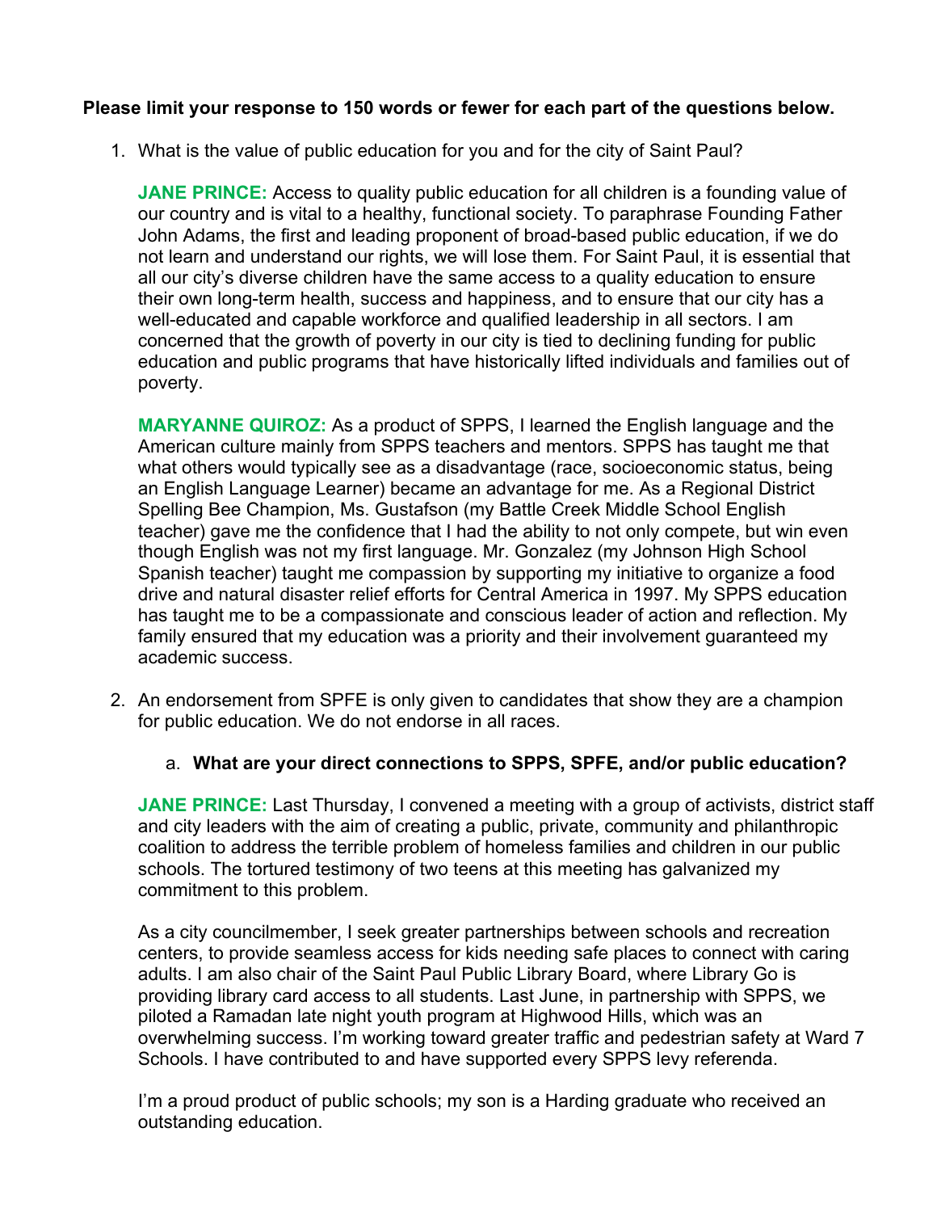**Please limit your response to 150 words or fewer for each part of the questions below.**

1. What is the value of public education for you and for the city of Saint Paul?

   **JANE PRINCE:** Access to quality public education for all children is a founding value of our country and is vital to a healthy, functional society. To paraphrase Founding Father John Adams, the first and leading proponent of broad-based public education, if we do not learn and understand our rights, we will lose them. For Saint Paul, it is essential that all our city's diverse children have the same access to a quality education to ensure their own long-term health, success and happiness, and to ensure that our city has a well-educated and capable workforce and qualified leadership in all sectors. I am concerned that the growth of poverty in our city is tied to declining funding for public education and public programs that have historically lifted individuals and families out of poverty.

   **MARYANNE QUIROZ:** As a product of SPPS, I learned the English language and the American culture mainly from SPPS teachers and mentors. SPPS has taught me that what others would typically see as a disadvantage (race, socioeconomic status, being an English Language Learner) became an advantage for me. As a Regional District Spelling Bee Champion, Ms. Gustafson (my Battle Creek Middle School English teacher) gave me the confidence that I had the ability to not only compete, but win even though English was not my first language. Mr. Gonzalez (my Johnson High School Spanish teacher) taught me compassion by supporting my initiative to organize a food drive and natural disaster relief efforts for Central America in 1997. My SPPS education has taught me to be a compassionate and conscious leader of action and reflection. My family ensured that my education was a priority and their involvement guaranteed my academic success.

2. An endorsement from SPFE is only given to candidates that show they are a champion for public education. We do not endorse in all races.

   a. **What are your direct connections to SPPS, SPFE, and/or public education?**

   **JANE PRINCE:** Last Thursday, I convened a meeting with a group of activists, district staff and city leaders with the aim of creating a public, private, community and philanthropic coalition to address the terrible problem of homeless families and children in our public schools. The tortured testimony of two teens at this meeting has galvanized my commitment to this problem.

   As a city councilmember, I seek greater partnerships between schools and recreation centers, to provide seamless access for kids needing safe places to connect with caring adults. I am also chair of the Saint Paul Public Library Board, where Library Go is providing library card access to all students. Last June, in partnership with SPPS, we piloted a Ramadan late night youth program at Highwood Hills, which was an overwhelming success. I'm working toward greater traffic and pedestrian safety at Ward 7 Schools. I have contributed to and have supported every SPPS levy referenda.

   I'm a proud product of public schools; my son is a Harding graduate who received an outstanding education.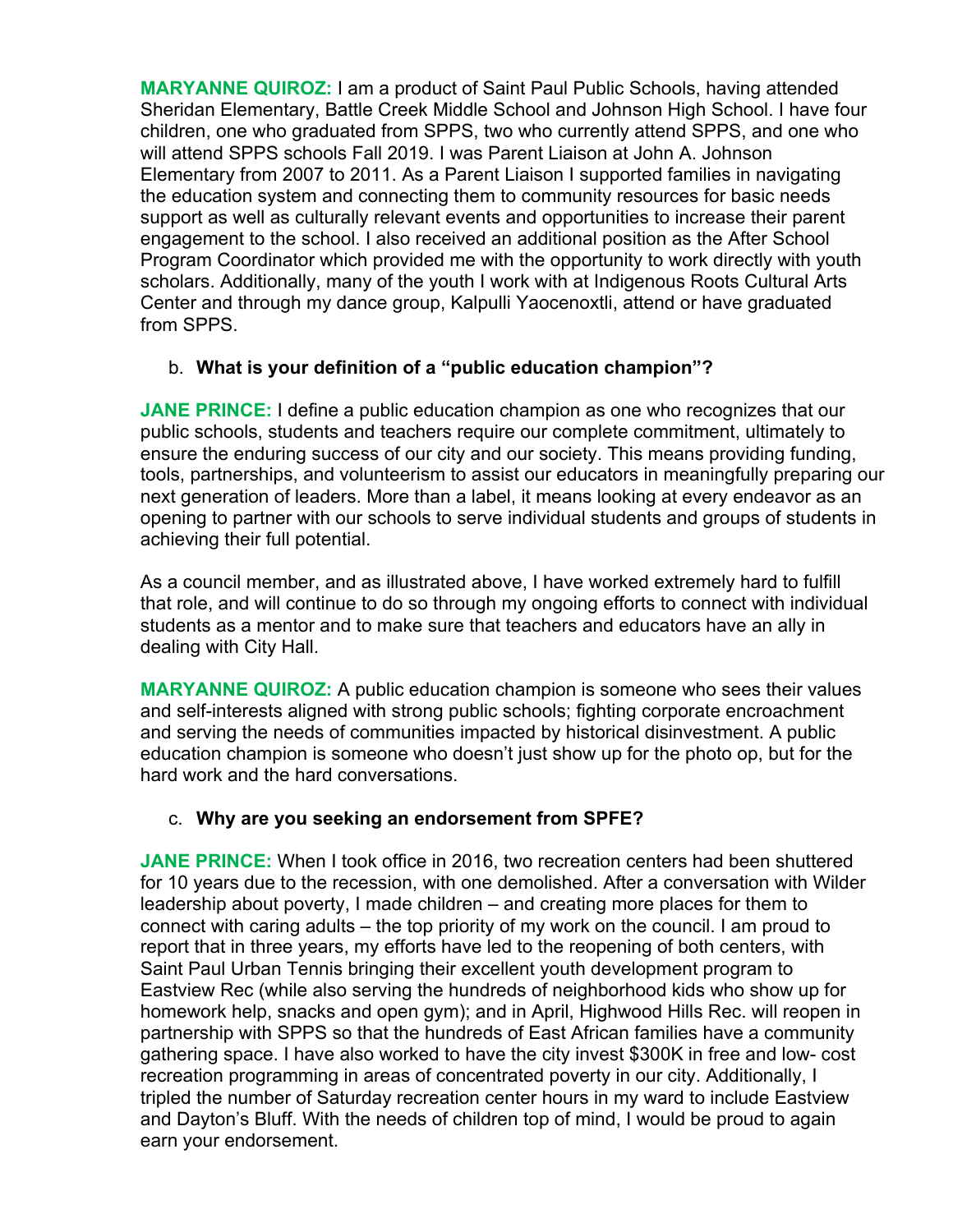**MARYANNE QUIROZ:** I am a product of Saint Paul Public Schools, having attended Sheridan Elementary, Battle Creek Middle School and Johnson High School. I have four children, one who graduated from SPPS, two who currently attend SPPS, and one who will attend SPPS schools Fall 2019. I was Parent Liaison at John A. Johnson Elementary from 2007 to 2011. As a Parent Liaison I supported families in navigating the education system and connecting them to community resources for basic needs support as well as culturally relevant events and opportunities to increase their parent engagement to the school. I also received an additional position as the After School Program Coordinator which provided me with the opportunity to work directly with youth scholars. Additionally, many of the youth I work with at Indigenous Roots Cultural Arts Center and through my dance group, Kalpulli Yaocenoxtli, attend or have graduated from SPPS.

b. **What is your definition of a "public education champion"?**

**JANE PRINCE:** I define a public education champion as one who recognizes that our public schools, students and teachers require our complete commitment, ultimately to ensure the enduring success of our city and our society. This means providing funding, tools, partnerships, and volunteerism to assist our educators in meaningfully preparing our next generation of leaders. More than a label, it means looking at every endeavor as an opening to partner with our schools to serve individual students and groups of students in achieving their full potential.

As a council member, and as illustrated above, I have worked extremely hard to fulfill that role, and will continue to do so through my ongoing efforts to connect with individual students as a mentor and to make sure that teachers and educators have an ally in dealing with City Hall.

**MARYANNE QUIROZ:** A public education champion is someone who sees their values and self-interests aligned with strong public schools; fighting corporate encroachment and serving the needs of communities impacted by historical disinvestment. A public education champion is someone who doesn't just show up for the photo op, but for the hard work and the hard conversations.

c. **Why are you seeking an endorsement from SPFE?**

**JANE PRINCE:** When I took office in 2016, two recreation centers had been shuttered for 10 years due to the recession, with one demolished. After a conversation with Wilder leadership about poverty, I made children – and creating more places for them to connect with caring adults – the top priority of my work on the council. I am proud to report that in three years, my efforts have led to the reopening of both centers, with Saint Paul Urban Tennis bringing their excellent youth development program to Eastview Rec (while also serving the hundreds of neighborhood kids who show up for homework help, snacks and open gym); and in April, Highwood Hills Rec. will reopen in partnership with SPPS so that the hundreds of East African families have a community gathering space. I have also worked to have the city invest $300K in free and low- cost recreation programming in areas of concentrated poverty in our city. Additionally, I tripled the number of Saturday recreation center hours in my ward to include Eastview and Dayton's Bluff. With the needs of children top of mind, I would be proud to again earn your endorsement.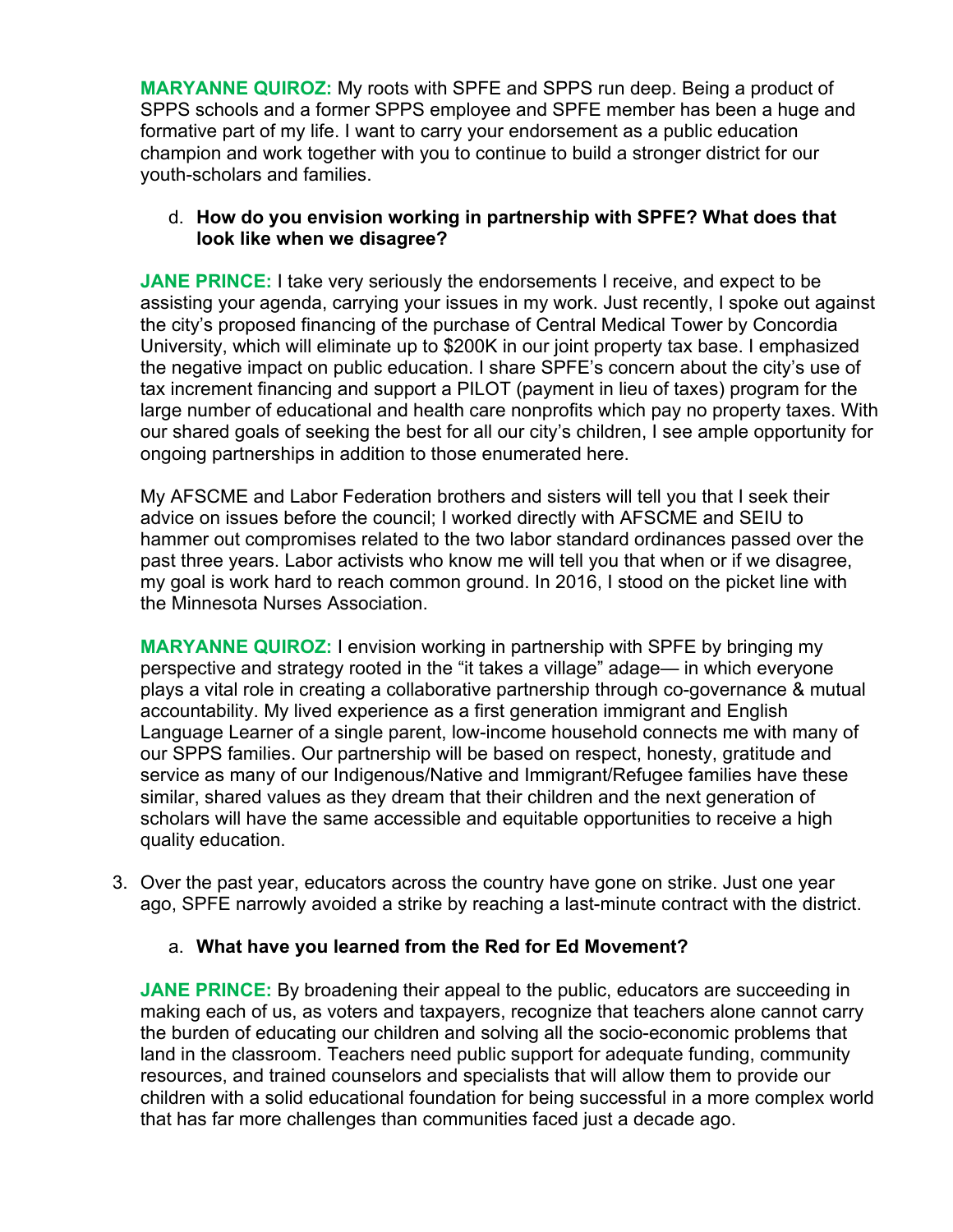**MARYANNE QUIROZ:** My roots with SPFE and SPPS run deep. Being a product of SPPS schools and a former SPPS employee and SPFE member has been a huge and formative part of my life. I want to carry your endorsement as a public education champion and work together with you to continue to build a stronger district for our youth-scholars and families.

d. **How do you envision working in partnership with SPFE? What does that look like when we disagree?**

**JANE PRINCE:** I take very seriously the endorsements I receive, and expect to be assisting your agenda, carrying your issues in my work. Just recently, I spoke out against the city's proposed financing of the purchase of Central Medical Tower by Concordia University, which will eliminate up to $200K in our joint property tax base. I emphasized the negative impact on public education. I share SPFE's concern about the city's use of tax increment financing and support a PILOT (payment in lieu of taxes) program for the large number of educational and health care nonprofits which pay no property taxes. With our shared goals of seeking the best for all our city's children, I see ample opportunity for ongoing partnerships in addition to those enumerated here.

My AFSCME and Labor Federation brothers and sisters will tell you that I seek their advice on issues before the council; I worked directly with AFSCME and SEIU to hammer out compromises related to the two labor standard ordinances passed over the past three years. Labor activists who know me will tell you that when or if we disagree, my goal is work hard to reach common ground. In 2016, I stood on the picket line with the Minnesota Nurses Association.

**MARYANNE QUIROZ:** I envision working in partnership with SPFE by bringing my perspective and strategy rooted in the "it takes a village" adage— in which everyone plays a vital role in creating a collaborative partnership through co-governance & mutual accountability. My lived experience as a first generation immigrant and English Language Learner of a single parent, low-income household connects me with many of our SPPS families. Our partnership will be based on respect, honesty, gratitude and service as many of our Indigenous/Native and Immigrant/Refugee families have these similar, shared values as they dream that their children and the next generation of scholars will have the same accessible and equitable opportunities to receive a high quality education.

3. Over the past year, educators across the country have gone on strike. Just one year ago, SPFE narrowly avoided a strike by reaching a last-minute contract with the district.

   a. **What have you learned from the Red for Ed Movement?**

**JANE PRINCE:** By broadening their appeal to the public, educators are succeeding in making each of us, as voters and taxpayers, recognize that teachers alone cannot carry the burden of educating our children and solving all the socio-economic problems that land in the classroom. Teachers need public support for adequate funding, community resources, and trained counselors and specialists that will allow them to provide our children with a solid educational foundation for being successful in a more complex world that has far more challenges than communities faced just a decade ago.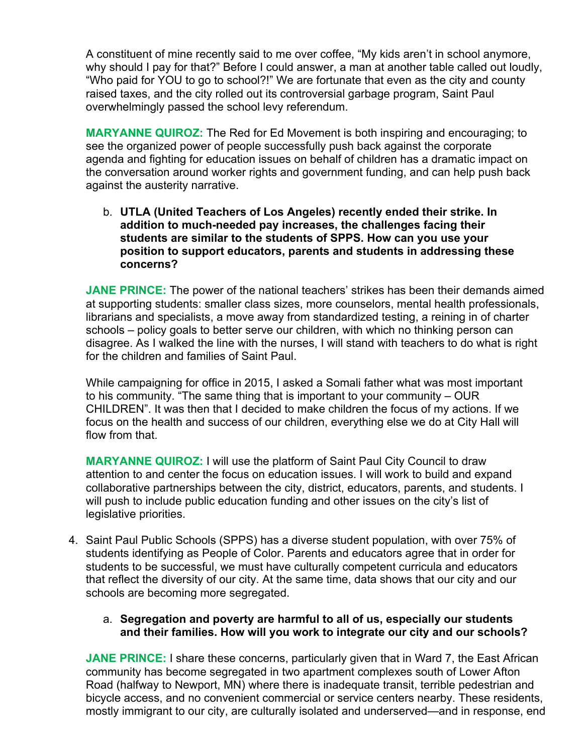A constituent of mine recently said to me over coffee, "My kids aren't in school anymore, why should I pay for that?" Before I could answer, a man at another table called out loudly, "Who paid for YOU to go to school?!" We are fortunate that even as the city and county raised taxes, and the city rolled out its controversial garbage program, Saint Paul overwhelmingly passed the school levy referendum.

**MARYANNE QUIROZ:** The Red for Ed Movement is both inspiring and encouraging; to see the organized power of people successfully push back against the corporate agenda and fighting for education issues on behalf of children has a dramatic impact on the conversation around worker rights and government funding, and can help push back against the austerity narrative.

b. **UTLA (United Teachers of Los Angeles) recently ended their strike. In addition to much-needed pay increases, the challenges facing their students are similar to the students of SPPS. How can you use your position to support educators, parents and students in addressing these concerns?**

**JANE PRINCE:** The power of the national teachers' strikes has been their demands aimed at supporting students: smaller class sizes, more counselors, mental health professionals, librarians and specialists, a move away from standardized testing, a reining in of charter schools – policy goals to better serve our children, with which no thinking person can disagree. As I walked the line with the nurses, I will stand with teachers to do what is right for the children and families of Saint Paul.

While campaigning for office in 2015, I asked a Somali father what was most important to his community. "The same thing that is important to your community – OUR CHILDREN". It was then that I decided to make children the focus of my actions. If we focus on the health and success of our children, everything else we do at City Hall will flow from that.

**MARYANNE QUIROZ:** I will use the platform of Saint Paul City Council to draw attention to and center the focus on education issues. I will work to build and expand collaborative partnerships between the city, district, educators, parents, and students. I will push to include public education funding and other issues on the city's list of legislative priorities.

4. Saint Paul Public Schools (SPPS) has a diverse student population, with over 75% of students identifying as People of Color. Parents and educators agree that in order for students to be successful, we must have culturally competent curricula and educators that reflect the diversity of our city. At the same time, data shows that our city and our schools are becoming more segregated.

a. **Segregation and poverty are harmful to all of us, especially our students and their families. How will you work to integrate our city and our schools?**

**JANE PRINCE:** I share these concerns, particularly given that in Ward 7, the East African community has become segregated in two apartment complexes south of Lower Afton Road (halfway to Newport, MN) where there is inadequate transit, terrible pedestrian and bicycle access, and no convenient commercial or service centers nearby. These residents, mostly immigrant to our city, are culturally isolated and underserved—and in response, end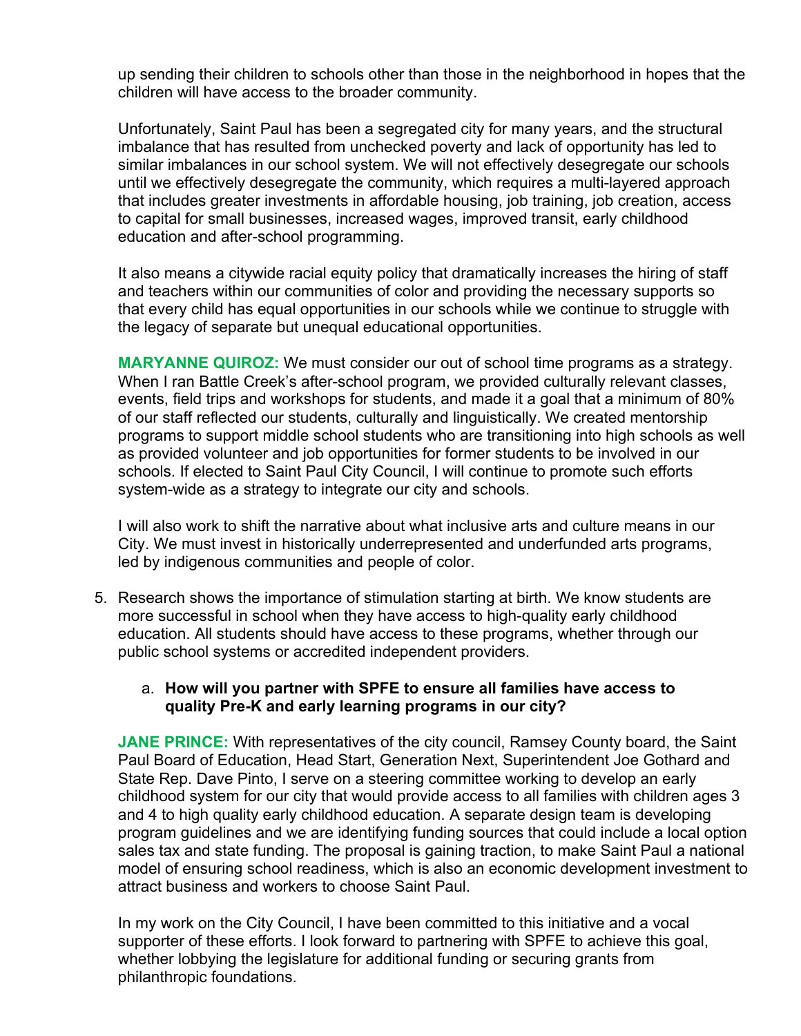up sending their children to schools other than those in the neighborhood in hopes that the children will have access to the broader community.

Unfortunately, Saint Paul has been a segregated city for many years, and the structural imbalance that has resulted from unchecked poverty and lack of opportunity has led to similar imbalances in our school system. We will not effectively desegregate our schools until we effectively desegregate the community, which requires a multi-layered approach that includes greater investments in affordable housing, job training, job creation, access to capital for small businesses, increased wages, improved transit, early childhood education and after-school programming.

It also means a citywide racial equity policy that dramatically increases the hiring of staff and teachers within our communities of color and providing the necessary supports so that every child has equal opportunities in our schools while we continue to struggle with the legacy of separate but unequal educational opportunities.

**MARYANNE QUIROZ:** We must consider our out of school time programs as a strategy. When I ran Battle Creek's after-school program, we provided culturally relevant classes, events, field trips and workshops for students, and made it a goal that a minimum of 80% of our staff reflected our students, culturally and linguistically. We created mentorship programs to support middle school students who are transitioning into high schools as well as provided volunteer and job opportunities for former students to be involved in our schools. If elected to Saint Paul City Council, I will continue to promote such efforts system-wide as a strategy to integrate our city and schools.

I will also work to shift the narrative about what inclusive arts and culture means in our City. We must invest in historically underrepresented and underfunded arts programs, led by indigenous communities and people of color.

5. Research shows the importance of stimulation starting at birth. We know students are more successful in school when they have access to high-quality early childhood education. All students should have access to these programs, whether through our public school systems or accredited independent providers.

   a. **How will you partner with SPFE to ensure all families have access to quality Pre-K and early learning programs in our city?**

**JANE PRINCE:** With representatives of the city council, Ramsey County board, the Saint Paul Board of Education, Head Start, Generation Next, Superintendent Joe Gothard and State Rep. Dave Pinto, I serve on a steering committee working to develop an early childhood system for our city that would provide access to all families with children ages 3 and 4 to high quality early childhood education. A separate design team is developing program guidelines and we are identifying funding sources that could include a local option sales tax and state funding. The proposal is gaining traction, to make Saint Paul a national model of ensuring school readiness, which is also an economic development investment to attract business and workers to choose Saint Paul.

In my work on the City Council, I have been committed to this initiative and a vocal supporter of these efforts. I look forward to partnering with SPFE to achieve this goal, whether lobbying the legislature for additional funding or securing grants from philanthropic foundations.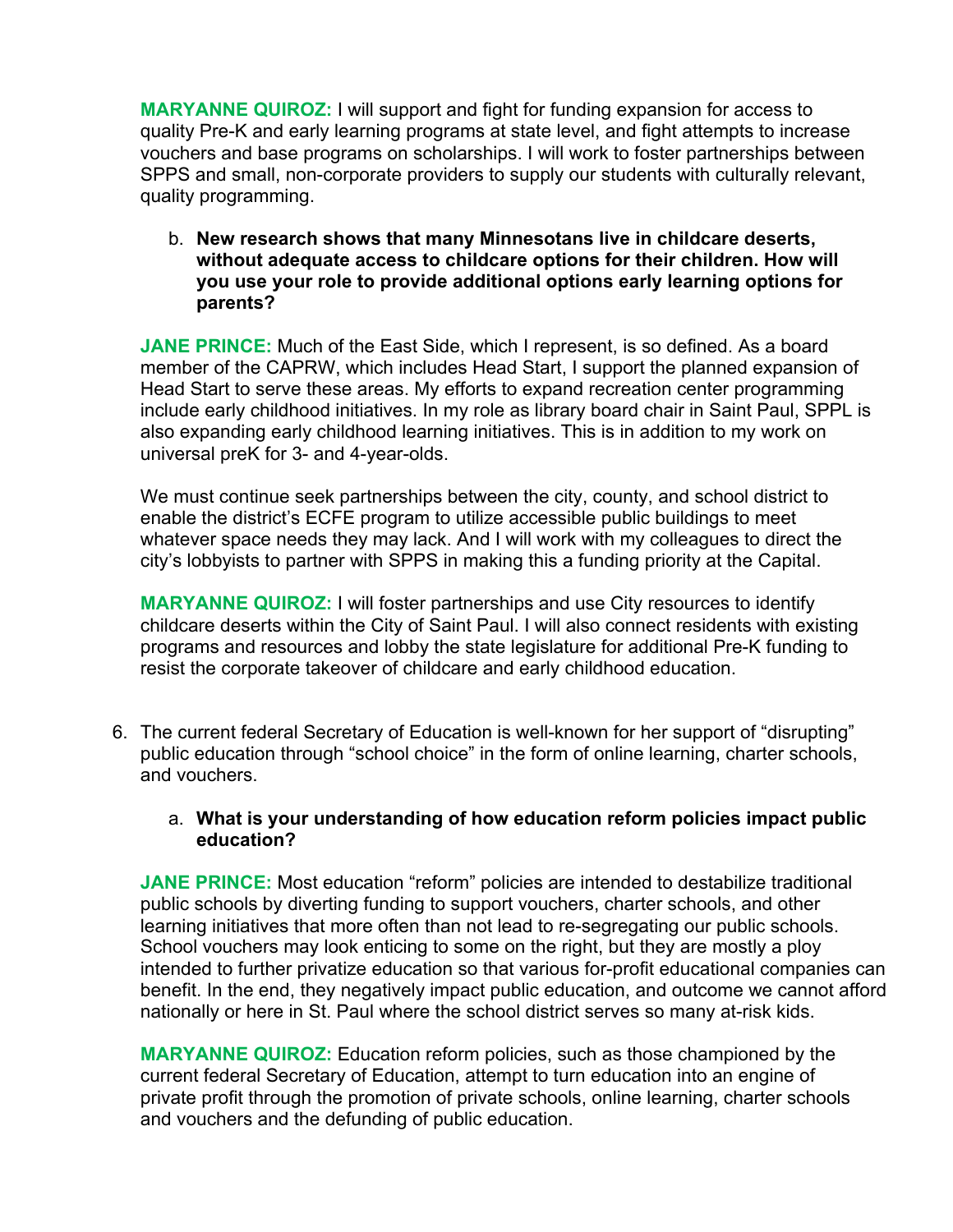**MARYANNE QUIROZ:** I will support and fight for funding expansion for access to quality Pre-K and early learning programs at state level, and fight attempts to increase vouchers and base programs on scholarships. I will work to foster partnerships between SPPS and small, non-corporate providers to supply our students with culturally relevant, quality programming.

b. **New research shows that many Minnesotans live in childcare deserts, without adequate access to childcare options for their children. How will you use your role to provide additional options early learning options for parents?**

**JANE PRINCE:** Much of the East Side, which I represent, is so defined. As a board member of the CAPRW, which includes Head Start, I support the planned expansion of Head Start to serve these areas. My efforts to expand recreation center programming include early childhood initiatives. In my role as library board chair in Saint Paul, SPPL is also expanding early childhood learning initiatives. This is in addition to my work on universal preK for 3- and 4-year-olds.

We must continue seek partnerships between the city, county, and school district to enable the district's ECFE program to utilize accessible public buildings to meet whatever space needs they may lack. And I will work with my colleagues to direct the city's lobbyists to partner with SPPS in making this a funding priority at the Capital.

**MARYANNE QUIROZ:** I will foster partnerships and use City resources to identify childcare deserts within the City of Saint Paul. I will also connect residents with existing programs and resources and lobby the state legislature for additional Pre-K funding to resist the corporate takeover of childcare and early childhood education.

6. The current federal Secretary of Education is well-known for her support of "disrupting" public education through "school choice" in the form of online learning, charter schools, and vouchers.

   a. **What is your understanding of how education reform policies impact public education?**

**JANE PRINCE:** Most education "reform" policies are intended to destabilize traditional public schools by diverting funding to support vouchers, charter schools, and other learning initiatives that more often than not lead to re-segregating our public schools. School vouchers may look enticing to some on the right, but they are mostly a ploy intended to further privatize education so that various for-profit educational companies can benefit. In the end, they negatively impact public education, and outcome we cannot afford nationally or here in St. Paul where the school district serves so many at-risk kids.

**MARYANNE QUIROZ:** Education reform policies, such as those championed by the current federal Secretary of Education, attempt to turn education into an engine of private profit through the promotion of private schools, online learning, charter schools and vouchers and the defunding of public education.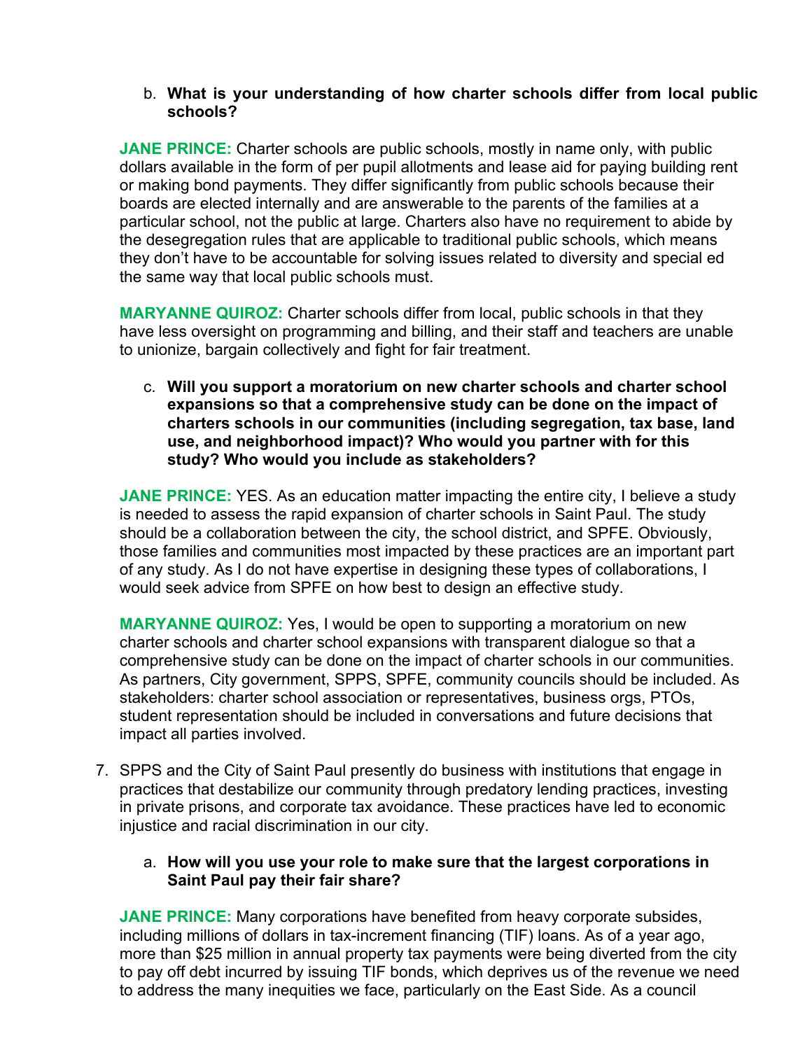b. **What is your understanding of how charter schools differ from local public schools?**

**JANE PRINCE:** Charter schools are public schools, mostly in name only, with public dollars available in the form of per pupil allotments and lease aid for paying building rent or making bond payments. They differ significantly from public schools because their boards are elected internally and are answerable to the parents of the families at a particular school, not the public at large. Charters also have no requirement to abide by the desegregation rules that are applicable to traditional public schools, which means they don't have to be accountable for solving issues related to diversity and special ed the same way that local public schools must.

**MARYANNE QUIROZ:** Charter schools differ from local, public schools in that they have less oversight on programming and billing, and their staff and teachers are unable to unionize, bargain collectively and fight for fair treatment.

c. **Will you support a moratorium on new charter schools and charter school expansions so that a comprehensive study can be done on the impact of charters schools in our communities (including segregation, tax base, land use, and neighborhood impact)? Who would you partner with for this study? Who would you include as stakeholders?**

**JANE PRINCE:** YES. As an education matter impacting the entire city, I believe a study is needed to assess the rapid expansion of charter schools in Saint Paul. The study should be a collaboration between the city, the school district, and SPFE. Obviously, those families and communities most impacted by these practices are an important part of any study. As I do not have expertise in designing these types of collaborations, I would seek advice from SPFE on how best to design an effective study.

**MARYANNE QUIROZ:** Yes, I would be open to supporting a moratorium on new charter schools and charter school expansions with transparent dialogue so that a comprehensive study can be done on the impact of charter schools in our communities. As partners, City government, SPPS, SPFE, community councils should be included. As stakeholders: charter school association or representatives, business orgs, PTOs, student representation should be included in conversations and future decisions that impact all parties involved.

7. SPPS and the City of Saint Paul presently do business with institutions that engage in practices that destabilize our community through predatory lending practices, investing in private prisons, and corporate tax avoidance. These practices have led to economic injustice and racial discrimination in our city.

   a. **How will you use your role to make sure that the largest corporations in Saint Paul pay their fair share?**

**JANE PRINCE:** Many corporations have benefited from heavy corporate subsides, including millions of dollars in tax-increment financing (TIF) loans. As of a year ago, more than $25 million in annual property tax payments were being diverted from the city to pay off debt incurred by issuing TIF bonds, which deprives us of the revenue we need to address the many inequities we face, particularly on the East Side. As a council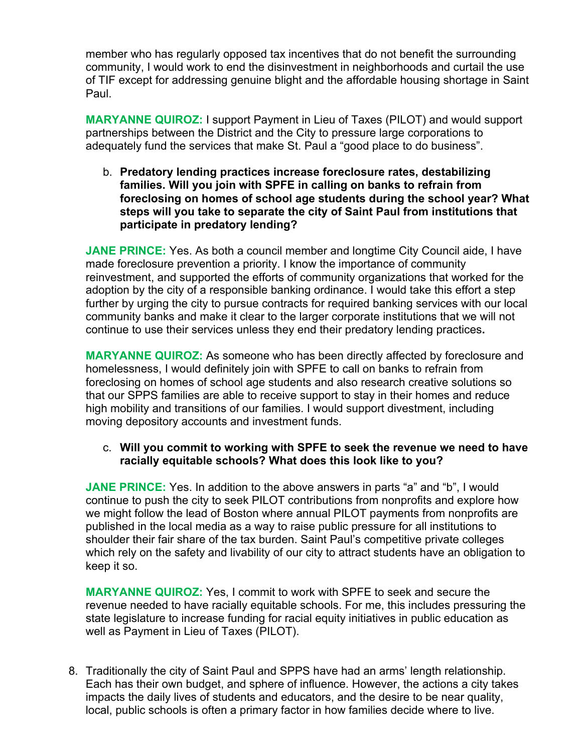member who has regularly opposed tax incentives that do not benefit the surrounding community, I would work to end the disinvestment in neighborhoods and curtail the use of TIF except for addressing genuine blight and the affordable housing shortage in Saint Paul.

**MARYANNE QUIROZ:** I support Payment in Lieu of Taxes (PILOT) and would support partnerships between the District and the City to pressure large corporations to adequately fund the services that make St. Paul a "good place to do business".

b. **Predatory lending practices increase foreclosure rates, destabilizing families. Will you join with SPFE in calling on banks to refrain from foreclosing on homes of school age students during the school year? What steps will you take to separate the city of Saint Paul from institutions that participate in predatory lending?**

**JANE PRINCE:** Yes. As both a council member and longtime City Council aide, I have made foreclosure prevention a priority. I know the importance of community reinvestment, and supported the efforts of community organizations that worked for the adoption by the city of a responsible banking ordinance. I would take this effort a step further by urging the city to pursue contracts for required banking services with our local community banks and make it clear to the larger corporate institutions that we will not continue to use their services unless they end their predatory lending practices**.**

**MARYANNE QUIROZ:** As someone who has been directly affected by foreclosure and homelessness, I would definitely join with SPFE to call on banks to refrain from foreclosing on homes of school age students and also research creative solutions so that our SPPS families are able to receive support to stay in their homes and reduce high mobility and transitions of our families. I would support divestment, including moving depository accounts and investment funds.

c. **Will you commit to working with SPFE to seek the revenue we need to have racially equitable schools? What does this look like to you?**

**JANE PRINCE:** Yes. In addition to the above answers in parts "a" and "b", I would continue to push the city to seek PILOT contributions from nonprofits and explore how we might follow the lead of Boston where annual PILOT payments from nonprofits are published in the local media as a way to raise public pressure for all institutions to shoulder their fair share of the tax burden. Saint Paul's competitive private colleges which rely on the safety and livability of our city to attract students have an obligation to keep it so.

**MARYANNE QUIROZ:** Yes, I commit to work with SPFE to seek and secure the revenue needed to have racially equitable schools. For me, this includes pressuring the state legislature to increase funding for racial equity initiatives in public education as well as Payment in Lieu of Taxes (PILOT).

8. Traditionally the city of Saint Paul and SPPS have had an arms' length relationship. Each has their own budget, and sphere of influence. However, the actions a city takes impacts the daily lives of students and educators, and the desire to be near quality, local, public schools is often a primary factor in how families decide where to live.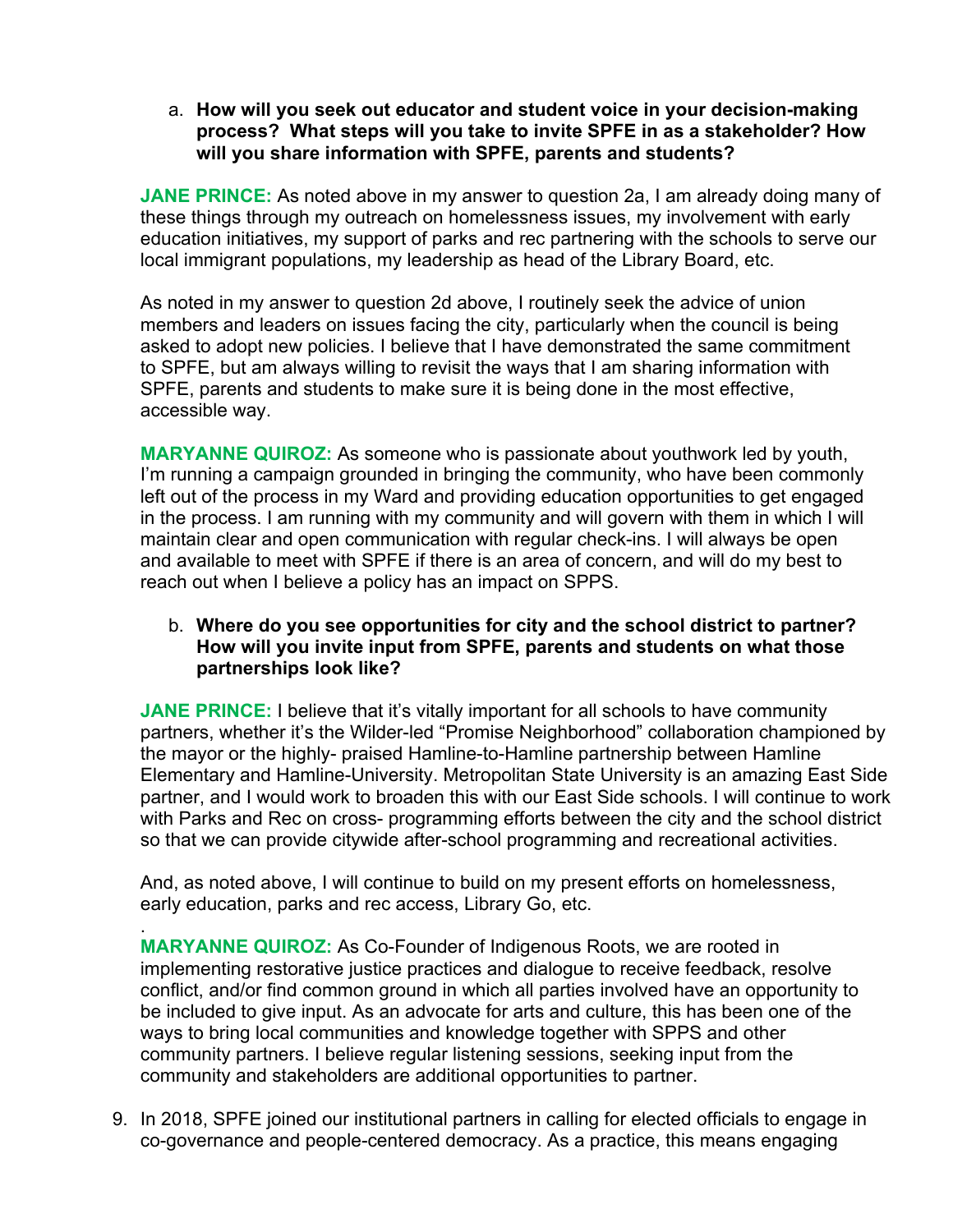a. **How will you seek out educator and student voice in your decision-making process? What steps will you take to invite SPFE in as a stakeholder? How will you share information with SPFE, parents and students?**

**JANE PRINCE:** As noted above in my answer to question 2a, I am already doing many of these things through my outreach on homelessness issues, my involvement with early education initiatives, my support of parks and rec partnering with the schools to serve our local immigrant populations, my leadership as head of the Library Board, etc.

As noted in my answer to question 2d above, I routinely seek the advice of union members and leaders on issues facing the city, particularly when the council is being asked to adopt new policies. I believe that I have demonstrated the same commitment to SPFE, but am always willing to revisit the ways that I am sharing information with SPFE, parents and students to make sure it is being done in the most effective, accessible way.

**MARYANNE QUIROZ:** As someone who is passionate about youthwork led by youth, I'm running a campaign grounded in bringing the community, who have been commonly left out of the process in my Ward and providing education opportunities to get engaged in the process. I am running with my community and will govern with them in which I will maintain clear and open communication with regular check-ins. I will always be open and available to meet with SPFE if there is an area of concern, and will do my best to reach out when I believe a policy has an impact on SPPS.

b. **Where do you see opportunities for city and the school district to partner? How will you invite input from SPFE, parents and students on what those partnerships look like?**

**JANE PRINCE:** I believe that it's vitally important for all schools to have community partners, whether it's the Wilder-led "Promise Neighborhood" collaboration championed by the mayor or the highly- praised Hamline-to-Hamline partnership between Hamline Elementary and Hamline-University. Metropolitan State University is an amazing East Side partner, and I would work to broaden this with our East Side schools. I will continue to work with Parks and Rec on cross- programming efforts between the city and the school district so that we can provide citywide after-school programming and recreational activities.

And, as noted above, I will continue to build on my present efforts on homelessness, early education, parks and rec access, Library Go, etc.

.

**MARYANNE QUIROZ:** As Co-Founder of Indigenous Roots, we are rooted in implementing restorative justice practices and dialogue to receive feedback, resolve conflict, and/or find common ground in which all parties involved have an opportunity to be included to give input. As an advocate for arts and culture, this has been one of the ways to bring local communities and knowledge together with SPPS and other community partners. I believe regular listening sessions, seeking input from the community and stakeholders are additional opportunities to partner.

9. In 2018, SPFE joined our institutional partners in calling for elected officials to engage in co-governance and people-centered democracy. As a practice, this means engaging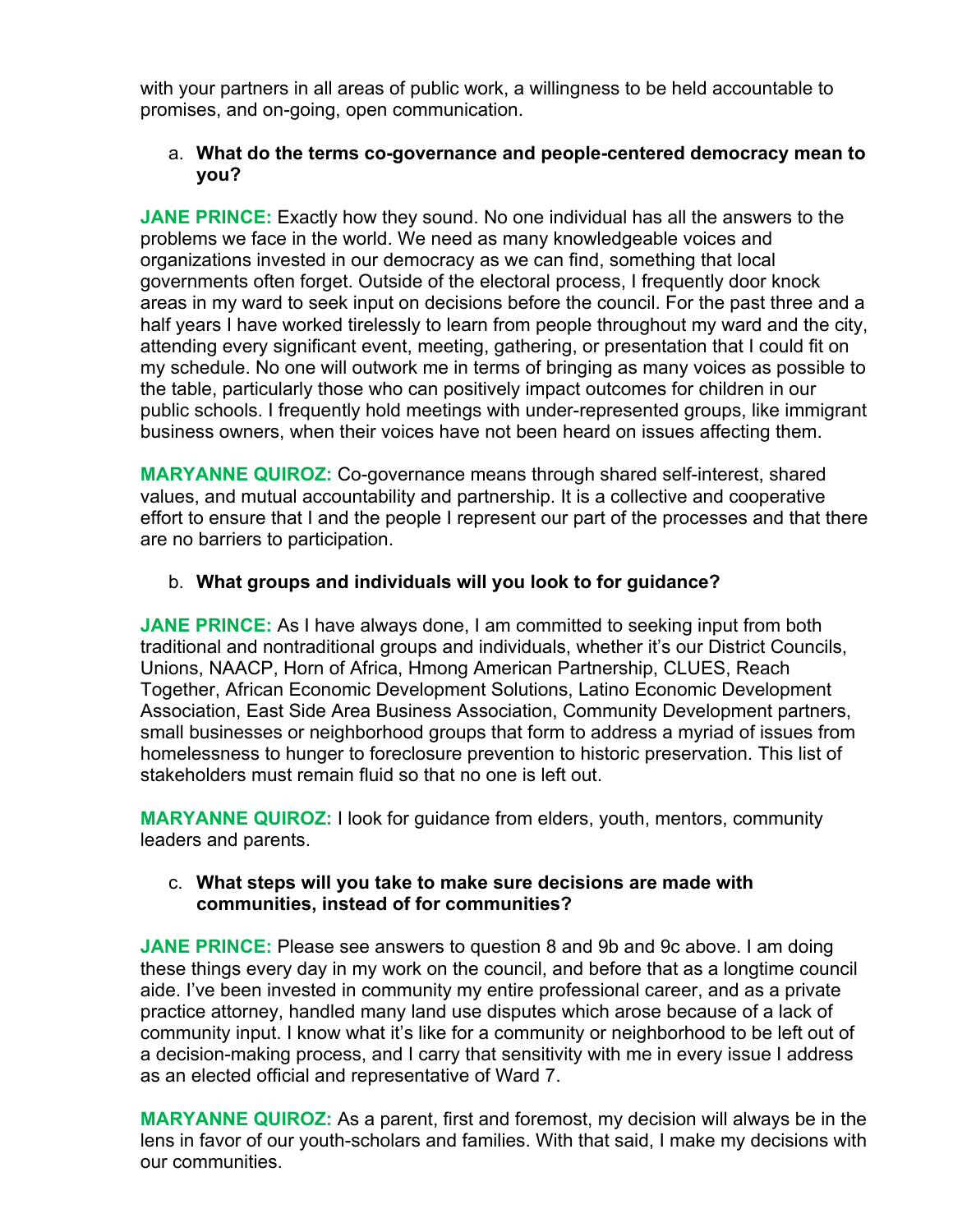with your partners in all areas of public work, a willingness to be held accountable to promises, and on-going, open communication.

a. **What do the terms co-governance and people-centered democracy mean to you?**

**JANE PRINCE:** Exactly how they sound. No one individual has all the answers to the problems we face in the world. We need as many knowledgeable voices and organizations invested in our democracy as we can find, something that local governments often forget. Outside of the electoral process, I frequently door knock areas in my ward to seek input on decisions before the council. For the past three and a half years I have worked tirelessly to learn from people throughout my ward and the city, attending every significant event, meeting, gathering, or presentation that I could fit on my schedule. No one will outwork me in terms of bringing as many voices as possible to the table, particularly those who can positively impact outcomes for children in our public schools. I frequently hold meetings with under-represented groups, like immigrant business owners, when their voices have not been heard on issues affecting them.

**MARYANNE QUIROZ:** Co-governance means through shared self-interest, shared values, and mutual accountability and partnership. It is a collective and cooperative effort to ensure that I and the people I represent our part of the processes and that there are no barriers to participation.

b. **What groups and individuals will you look to for guidance?**

**JANE PRINCE:** As I have always done, I am committed to seeking input from both traditional and nontraditional groups and individuals, whether it's our District Councils, Unions, NAACP, Horn of Africa, Hmong American Partnership, CLUES, Reach Together, African Economic Development Solutions, Latino Economic Development Association, East Side Area Business Association, Community Development partners, small businesses or neighborhood groups that form to address a myriad of issues from homelessness to hunger to foreclosure prevention to historic preservation. This list of stakeholders must remain fluid so that no one is left out.

**MARYANNE QUIROZ:** I look for guidance from elders, youth, mentors, community leaders and parents.

c. **What steps will you take to make sure decisions are made with communities, instead of for communities?**

**JANE PRINCE:** Please see answers to question 8 and 9b and 9c above. I am doing these things every day in my work on the council, and before that as a longtime council aide. I've been invested in community my entire professional career, and as a private practice attorney, handled many land use disputes which arose because of a lack of community input. I know what it's like for a community or neighborhood to be left out of a decision-making process, and I carry that sensitivity with me in every issue I address as an elected official and representative of Ward 7.

**MARYANNE QUIROZ:** As a parent, first and foremost, my decision will always be in the lens in favor of our youth-scholars and families. With that said, I make my decisions with our communities.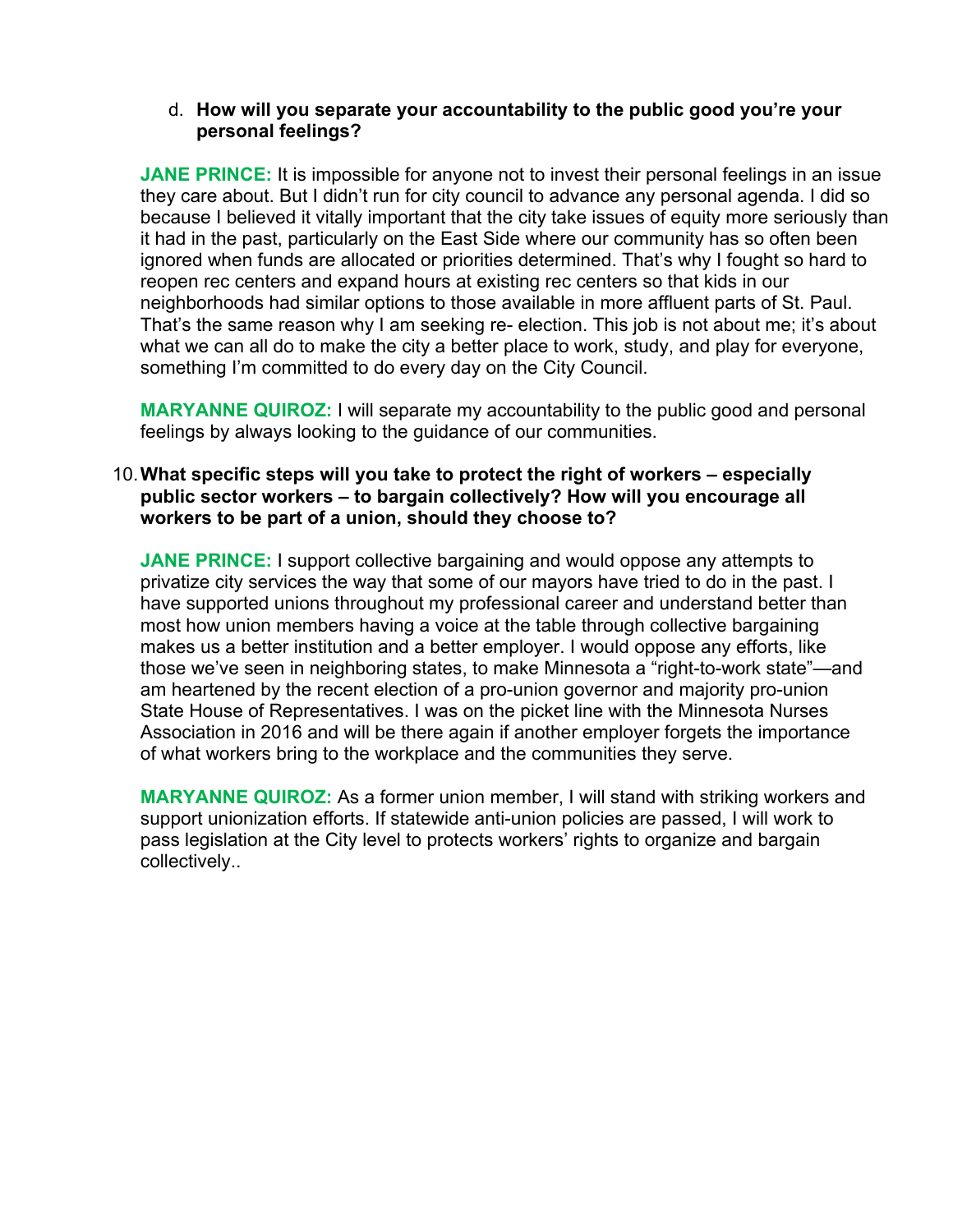d. **How will you separate your accountability to the public good you're your personal feelings?**

**JANE PRINCE:** It is impossible for anyone not to invest their personal feelings in an issue they care about. But I didn't run for city council to advance any personal agenda. I did so because I believed it vitally important that the city take issues of equity more seriously than it had in the past, particularly on the East Side where our community has so often been ignored when funds are allocated or priorities determined. That's why I fought so hard to reopen rec centers and expand hours at existing rec centers so that kids in our neighborhoods had similar options to those available in more affluent parts of St. Paul. That's the same reason why I am seeking re- election. This job is not about me; it's about what we can all do to make the city a better place to work, study, and play for everyone, something I'm committed to do every day on the City Council.

**MARYANNE QUIROZ:** I will separate my accountability to the public good and personal feelings by always looking to the guidance of our communities.

10. **What specific steps will you take to protect the right of workers – especially public sector workers – to bargain collectively? How will you encourage all workers to be part of a union, should they choose to?**

**JANE PRINCE:** I support collective bargaining and would oppose any attempts to privatize city services the way that some of our mayors have tried to do in the past. I have supported unions throughout my professional career and understand better than most how union members having a voice at the table through collective bargaining makes us a better institution and a better employer. I would oppose any efforts, like those we've seen in neighboring states, to make Minnesota a "right-to-work state"—and am heartened by the recent election of a pro-union governor and majority pro-union State House of Representatives. I was on the picket line with the Minnesota Nurses Association in 2016 and will be there again if another employer forgets the importance of what workers bring to the workplace and the communities they serve.

**MARYANNE QUIROZ:** As a former union member, I will stand with striking workers and support unionization efforts. If statewide anti-union policies are passed, I will work to pass legislation at the City level to protects workers' rights to organize and bargain collectively..